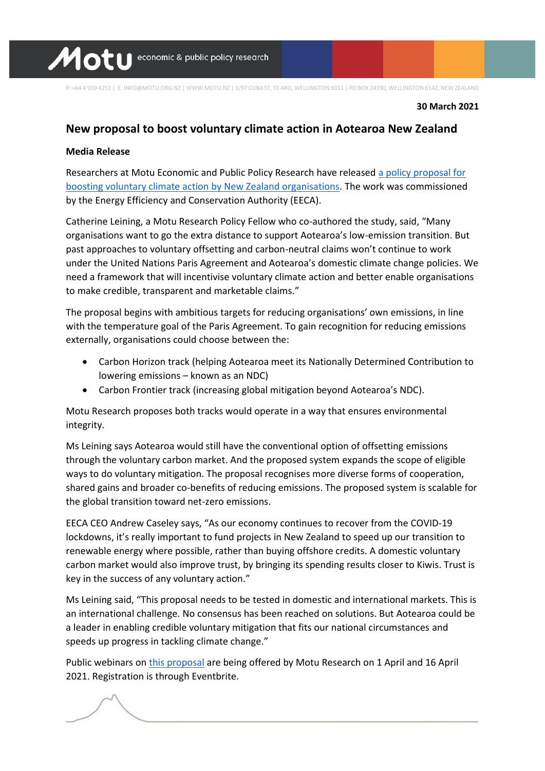**30 March 2021**

# New proposal to boost voluntary climate action in Aotearoa New Zealand

**Media Release**

Researchers at Motu Economic and Public Policy Research have released a policy proposal for boosting voluntary climate action by New Zealand organisations. The work was commissioned by the Energy Efficiency and Conservation Authority (EECA).

Catherine Leining, a Motu Research Policy Fellow who co-authored the study, said, "Many organisations want to go the extra distance to support Aotearoa's low-emission transition. But past approaches to voluntary offsetting and carbon-neutral claims won't continue to work under the United Nations Paris Agreement and Aotearoa's domestic climate change policies. We need a framework that will incentivise voluntary climate action and better enable organisations to make credible, transparent and marketable claims."

The proposal begins with ambitious targets for reducing organisations' own emissions, in line with the temperature goal of the Paris Agreement. To gain recognition for reducing emissions externally, organisations could choose between the:

- Carbon Horizon track (helping Aotearoa meet its Nationally Determined Contribution to lowering emissions – known as an NDC)
- Carbon Frontier track (increasing global mitigation beyond Aotearoa's NDC).

Motu Research proposes both tracks would operate in a way that ensures environmental integrity.

Ms Leining says Aotearoa would still have the conventional option of offsetting emissions through the voluntary carbon market. And the proposed system expands the scope of eligible ways to do voluntary mitigation. The proposal recognises more diverse forms of cooperation, shared gains and broader co-benefits of reducing emissions. The proposed system is scalable for the global transition toward net-zero emissions.

EECA CEO Andrew Caseley says, "As our economy continues to recover from the COVID-19 lockdowns, it's really important to fund projects in New Zealand to speed up our transition to renewable energy where possible, rather than buying offshore credits. A domestic voluntary carbon market would also improve trust, by bringing its spending results closer to Kiwis. Trust is key in the success of any voluntary action."

Ms Leining said, "This proposal needs to be tested in domestic and international markets. This is an international challenge. No consensus has been reached on solutions. But Aotearoa could be a leader in enabling credible voluntary mitigation that fits our national circumstances and speeds up progress in tackling climate change."

Public webinars on this proposal are being offered by Motu Research on 1 April and 16 April 2021. Registration is through Eventbrite.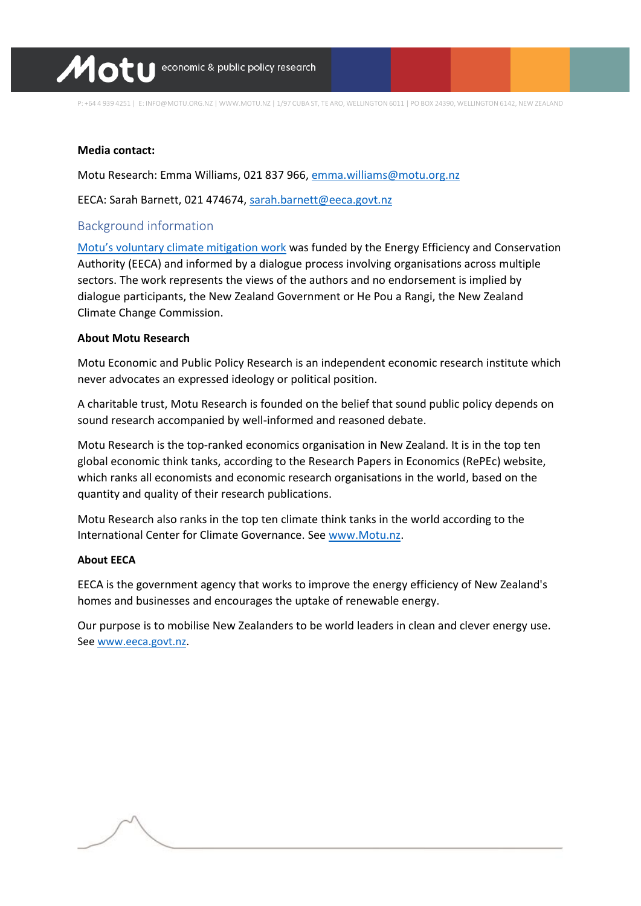**Media contact:**

Motu Research: Emma Williams, 021 837 966, emma.williams@motu.org.nz

EECA: Sarah Barnett, 021 474674, sarah.barnett@eeca.govt.nz

## Background information

Motu's voluntary climate mitigation work was funded by the Energy Efficiency and Conservation Authority (EECA) and informed by a dialogue process involving organisations across multiple sectors. The work represents the views of the authors and no endorsement is implied by dialogue participants, the New Zealand Government or He Pou a Rangi, the New Zealand Climate Change Commission.

**About Motu Research**

Motu Economic and Public Policy Research is an independent economic research institute which never advocates an expressed ideology or political position.

A charitable trust, Motu Research is founded on the belief that sound public policy depends on sound research accompanied by well-informed and reasoned debate.

Motu Research is the top-ranked economics organisation in New Zealand. It is in the top ten global economic think tanks, according to the Research Papers in Economics (RePEc) website, which ranks all economists and economic research organisations in the world, based on the quantity and quality of their research publications.

Motu Research also ranks in the top ten climate think tanks in the world according to the International Center for Climate Governance. See www.Motu.nz.

**About EECA**

EECA is the government agency that works to improve the energy efficiency of New Zealand's homes and businesses and encourages the uptake of renewable energy.

Our purpose is to mobilise New Zealanders to be world leaders in clean and clever energy use. See www.eeca.govt.nz.